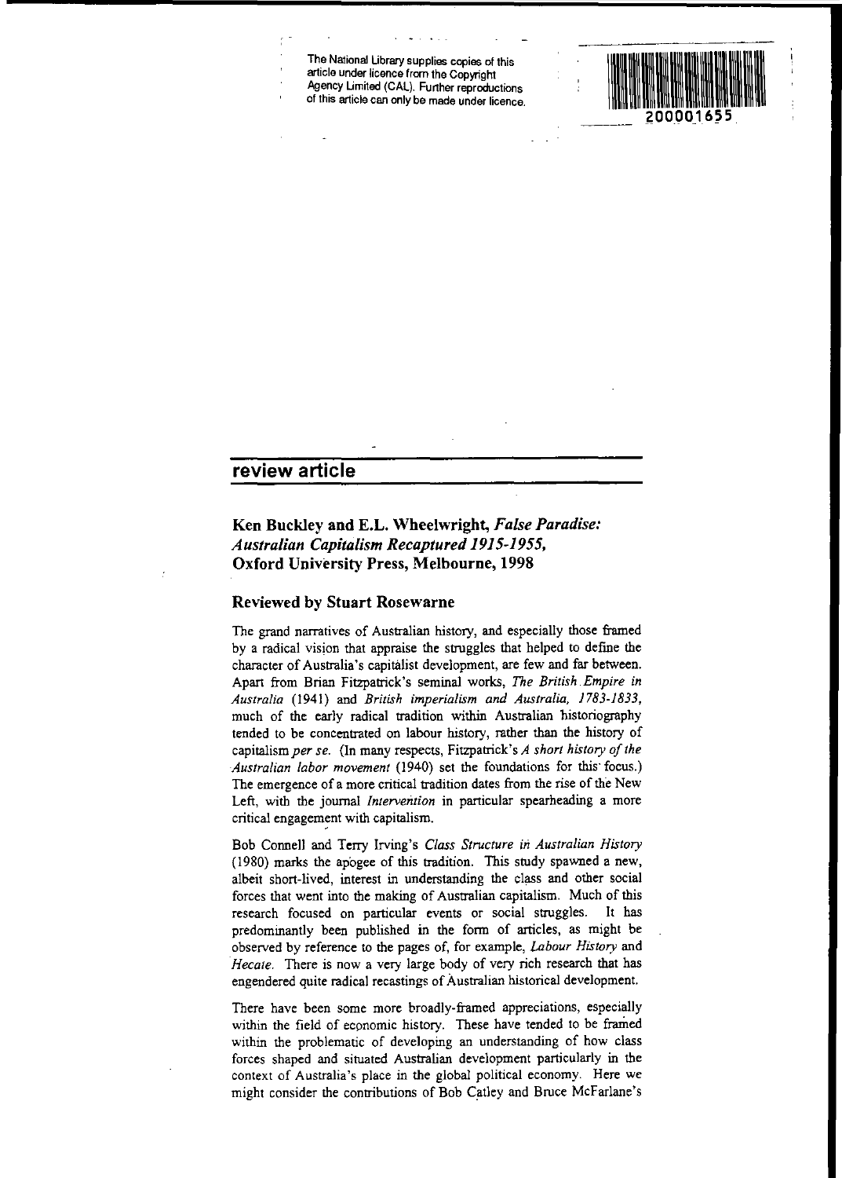The National Library supplies copies of this article under licence from the Copyright Agency Limited (CAL). Further reproductions of this article can only be made under licence.

## review article

### Ken Buckley and E.L. Wheelwright, *False Paradise: Australian Capitalism Recaptured 1915-1955*, Oxford University Press, Melbourne, 1998

### Reviewed by Stuart Rosewarne

The grand narratives of Australian history, and especially those framed by a radical vision that appraise the struggles that helped to define the character of Australia's capitalist development, are few and far between. Apart from Brian Fitzpatrick's seminal works, *The British Empire in Australia* (1941) and *British imperialism and Australia, 1783-1833*, much of the early radical tradition within Australian historiography tended to be concentrated on labour history, rather than the history of capitalism *per se*. (In many respects, Fitzpatrick's *A short history of the Australian labor movement* (1940) set the foundations for this focus.) The emergence of a more critical tradition dates from the rise of the New Left, with the journal *Intervention* in particular spearheading a more critical engagement with capitalism.

Bob Connell and Terry Irving's *Class Structure in Australian History* (1980) marks the apogee of this tradition. This study spawned a new, albeit short-lived, interest in understanding the class and other social forces that went into the making of Australian capitalism. Much of this research focused on particular events or social struggles. It has predominantly been published in the form of articles, as might be observed by reference to the pages of, for example, *Labour History* and *Hecate*. There is now a very large body of very rich research that has engendered quite radical recastings of Australian historical development.

There have been some more broadly-framed appreciations, especially within the field of economic history. These have tended to be framed within the problematic of developing an understanding of how class forces shaped and situated Australian development particularly in the context of Australia's place in the global political economy. Here we might consider the contributions of Bob Catley and Bruce McFarlane's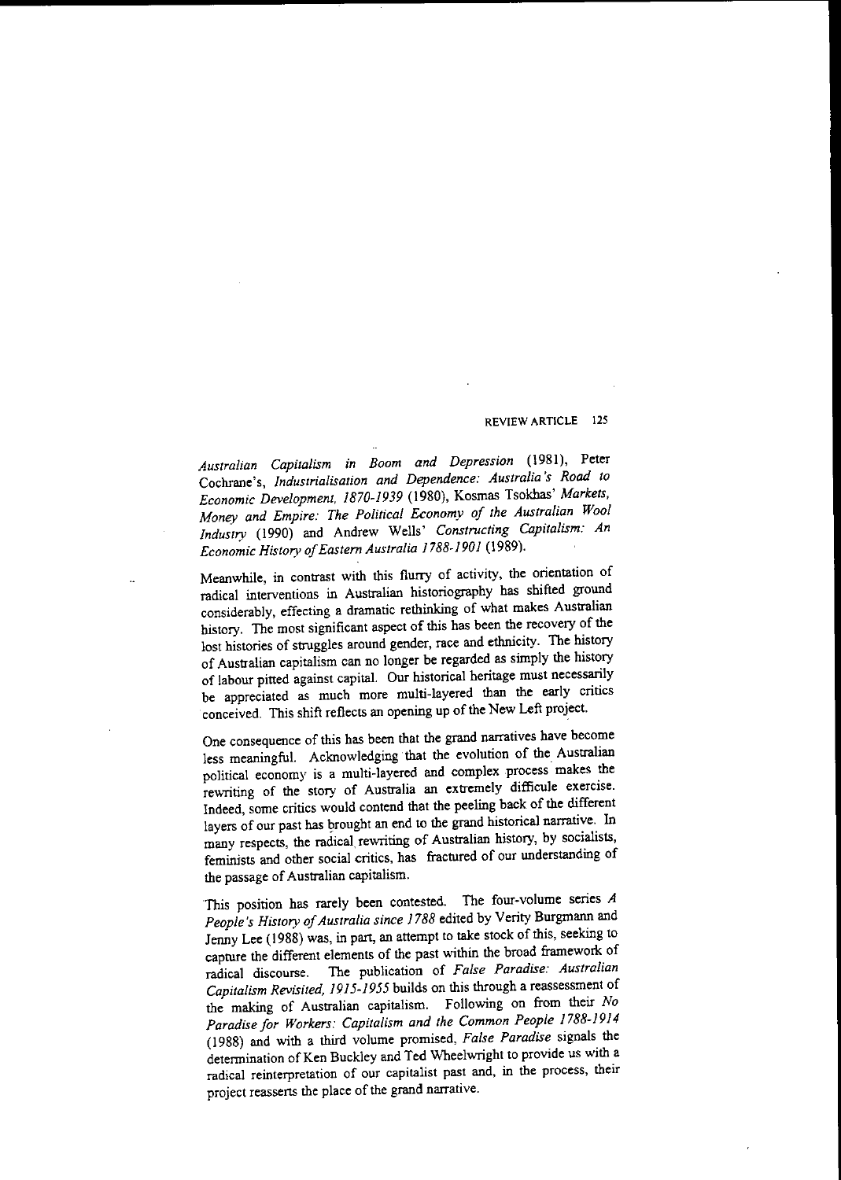*Australian Capitalism in Boom and Depression* (1981), Peter Cochrane's, *Industrialisation and Dependence: Australia's Road to Economic Development, 1870-1939* (1980), Kosmas Tsokhas' *Markets, Money and Empire: The Political Economy of the Australian Wool Industry* (1990) and Andrew Wells' *Constructing Capitalism: An Economic History of Eastern Australia 1788-1901* (1989).

Meanwhile, in contrast with this flurry of activity, the orientation of radical interventions in Australian historiography has shifted ground considerably, effecting a dramatic rethinking of what makes Australian history. The most significant aspect of this has been the recovery of the lost histories of struggles around gender, race and ethnicity. The history of Australian capitalism can no longer be regarded as simply the history of labour pitted against capital. Our historical heritage must necessarily be appreciated as much more multi-layered than the early critics conceived. This shift reflects an opening up of the New Left project.

One consequence of this has been that the grand narratives have become less meaningful. Acknowledging that the evolution of the Australian political economy is a multi-layered and complex process makes the rewriting of the story of Australia an extremely difficule exercise. Indeed, some critics would contend that the peeling back of the different layers of our past has brought an end to the grand historical narrative. In many respects, the radical rewriting of Australian history, by socialists, feminists and other social critics, has fractured of our understanding of the passage of Australian capitalism.

This position has rarely been contested. The four-volume series *A People's History of Australia since 1788* edited by Verity Burgmann and Jenny Lee (1988) was, in part, an attempt to take stock of this, seeking to capture the different elements of the past within the broad framework of radical discourse. The publication of *False Paradise: Australian Capitalism Revisited, 1915-1955* builds on this through a reassessment of the making of Australian capitalism. Following on from their *No Paradise for Workers: Capitalism and the Common People 1788-1914* (1988) and with a third volume promised, *False Paradise* signals the determination of Ken Buckley and Ted Wheelwright to provide us with a radical reinterpretation of our capitalist past and, in the process, their project reasserts the place of the grand narrative.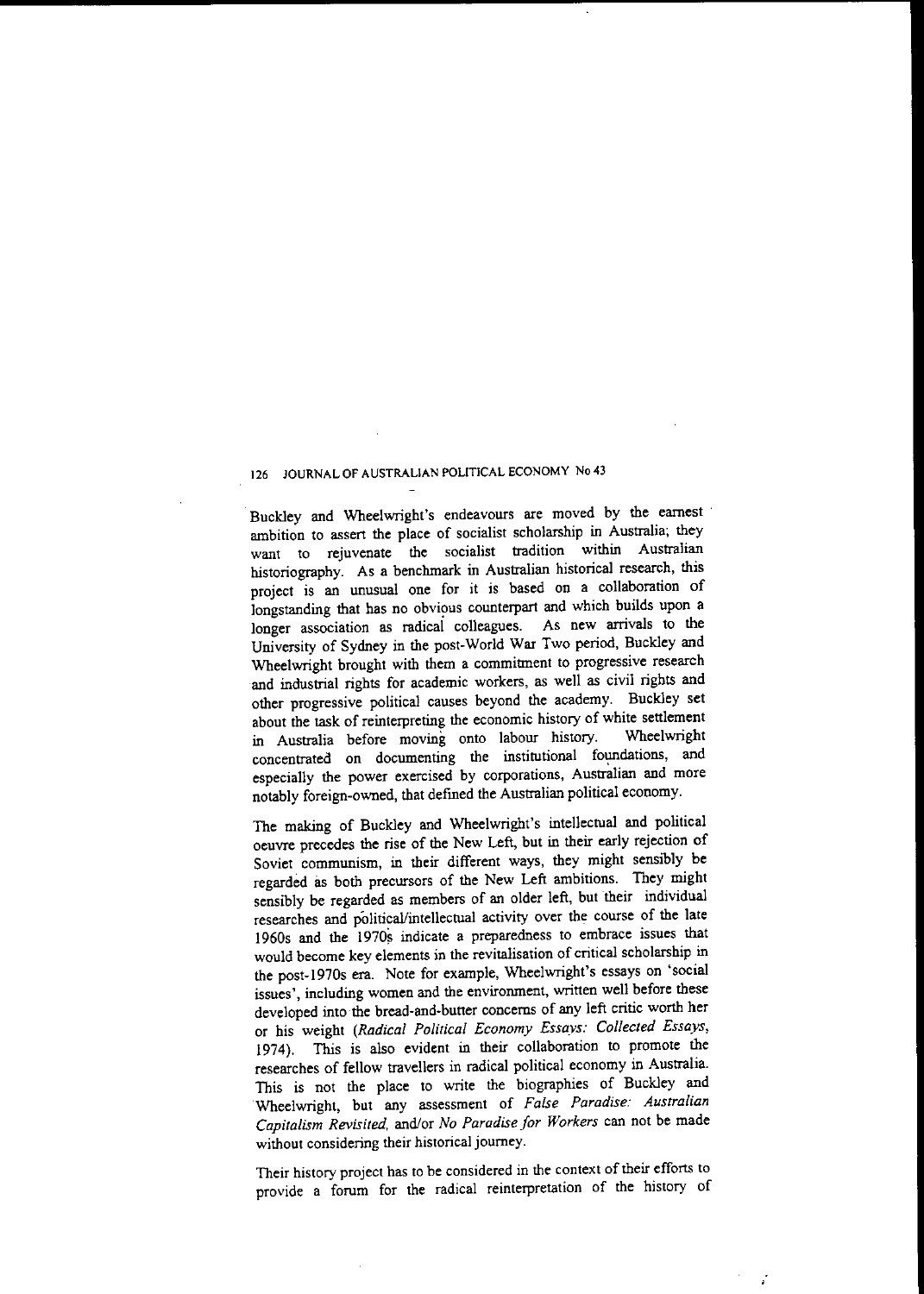Buckley and Wheelwright's endeavours are moved by the earnest ambition to assert the place of socialist scholarship in Australia; they want to rejuvenate the socialist tradition within Australian historiography. As a benchmark in Australian historical research, this project is an unusual one for it is based on a collaboration of longstanding that has no obvious counterpart and which builds upon a longer association as radical colleagues. As new arrivals to the University of Sydney in the post-World War Two period, Buckley and Wheelwright brought with them a commitment to progressive research and industrial rights for academic workers, as well as civil rights and other progressive political causes beyond the academy. Buckley set about the task of reinterpreting the economic history of white settlement in Australia before moving onto labour history. Wheelwright concentrated on documenting the institutional foundations, and especially the power exercised by corporations, Australian and more notably foreign-owned, that defined the Australian political economy.

The making of Buckley and Wheelwright's intellectual and political oeuvre precedes the rise of the New Left, but in their early rejection of Soviet communism, in their different ways, they might sensibly be regarded as both precursors of the New Left ambitions. They might sensibly be regarded as members of an older left, but their individual researches and political/intellectual activity over the course of the late 1960s and the 1970s indicate a preparedness to embrace issues that would become key elements in the revitalisation of critical scholarship in the post-1970s era. Note for example, Wheelwright's essays on 'social issues', including women and the environment, written well before these developed into the bread-and-butter concerns of any left critic worth her or his weight (*Radical Political Economy Essays: Collected Essays*, 1974). This is also evident in their collaboration to promote the researches of fellow travellers in radical political economy in Australia. This is not the place to write the biographies of Buckley and Wheelwright, but any assessment of *False Paradise: Australian Capitalism Revisited*, and/or *No Paradise for Workers* can not be made without considering their historical journey.

Their history project has to be considered in the context of their efforts to provide a forum for the radical reinterpretation of the history of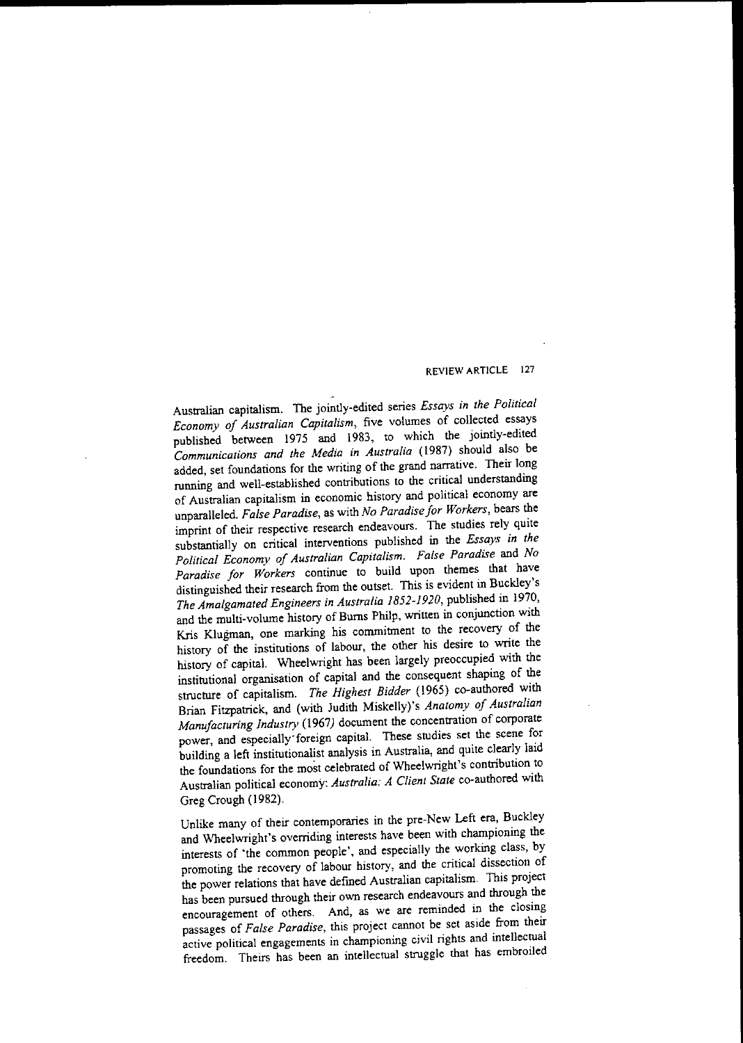Australian capitalism. The jointly-edited series *Essays in the Political Economy of Australian Capitalism*, five volumes of collected essays published between 1975 and 1983, to which the jointly-edited *Communications and the Media in Australia* (1987) should also be added, set foundations for the writing of the grand narrative. Their long running and well-established contributions to the critical understanding of Australian capitalism in economic history and political economy are unparalleled. *False Paradise*, as with *No Paradise for Workers*, bears the imprint of their respective research endeavours. The studies rely quite substantially on critical interventions published in the *Essays in the Political Economy of Australian Capitalism*. *False Paradise* and *No Paradise for Workers* continue to build upon themes that have distinguished their research from the outset. This is evident in Buckley's *The Amalgamated Engineers in Australia 1852-1920*, published in 1970, and the multi-volume history of Burns Philp, written in conjunction with Kris Klugman, one marking his commitment to the recovery of the history of the institutions of labour, the other his desire to write the history of capital. Wheelwright has been largely preoccupied with the institutional organisation of capital and the consequent shaping of the structure of capitalism. *The Highest Bidder* (1965) co-authored with Brian Fitzpatrick, and (with Judith Miskelly)'s *Anatomy of Australian Manufacturing Industry* (1967) document the concentration of corporate power, and especially foreign capital. These studies set the scene for building a left institutionalist analysis in Australia, and quite clearly laid the foundations for the most celebrated of Wheelwright's contribution to Australian political economy: *Australia: A Client State* co-authored with Greg Crough (1982).

Unlike many of their contemporaries in the pre-New Left era, Buckley and Wheelwright's overriding interests have been with championing the interests of 'the common people', and especially the working class, by promoting the recovery of labour history, and the critical dissection of the power relations that have defined Australian capitalism. This project has been pursued through their own research endeavours and through the encouragement of others. And, as we are reminded in the closing passages of *False Paradise*, this project cannot be set aside from their active political engagements in championing civil rights and intellectual freedom. Theirs has been an intellectual struggle that has embroiled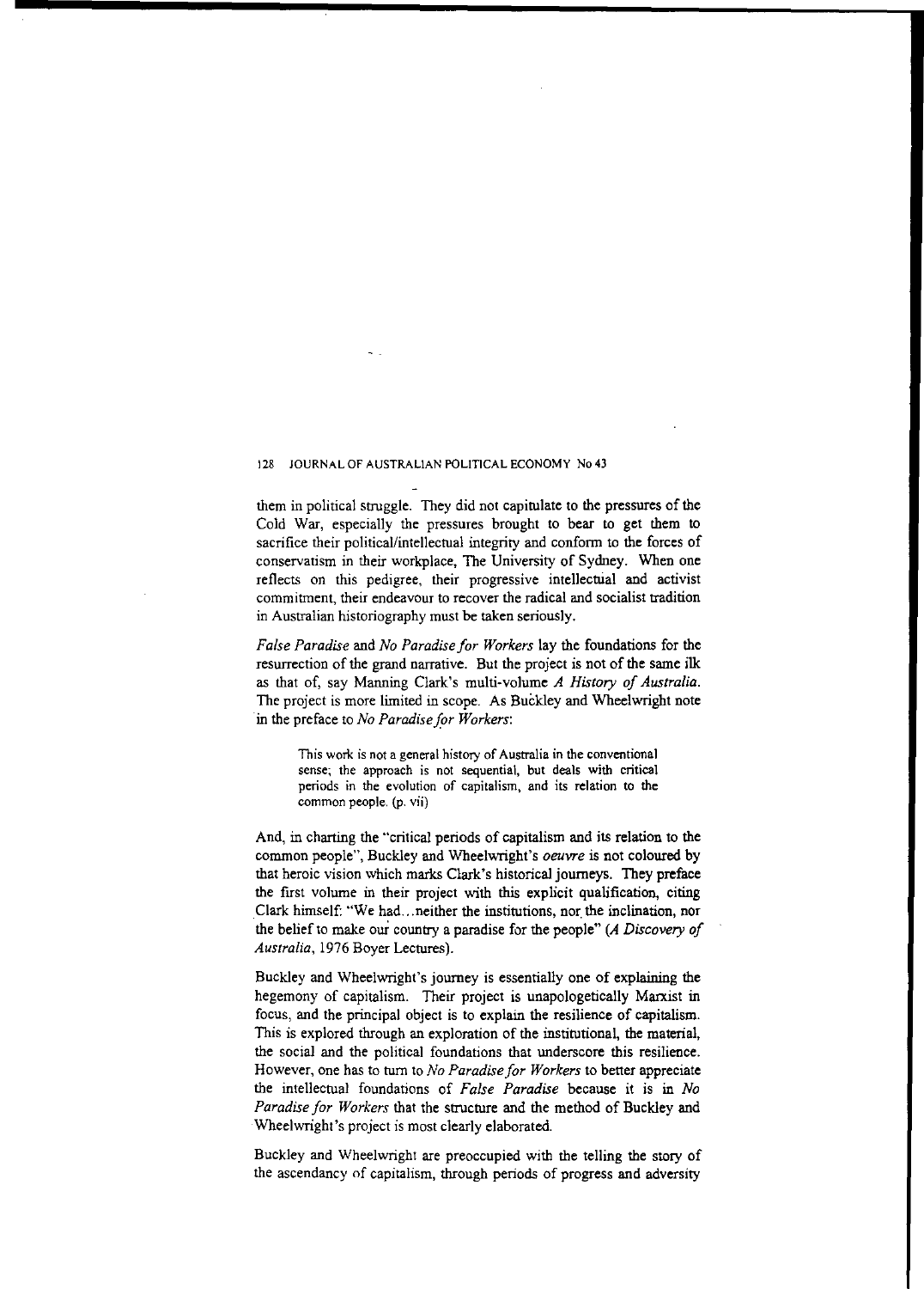them in political struggle. They did not capitulate to the pressures of the Cold War, especially the pressures brought to bear to get them to sacrifice their political/intellectual integrity and conform to the forces of conservatism in their workplace, The University of Sydney. When one reflects on this pedigree, their progressive intellectual and activist commitment, their endeavour to recover the radical and socialist tradition in Australian historiography must be taken seriously.

*False Paradise* and *No Paradise for Workers* lay the foundations for the resurrection of the grand narrative. But the project is not of the same ilk as that of, say Manning Clark's multi-volume *A History of Australia*. The project is more limited in scope. As Buckley and Wheelwright note in the preface to *No Paradise for Workers*:

> This work is not a general history of Australia in the conventional sense; the approach is not sequential, but deals with critical periods in the evolution of capitalism, and its relation to the common people. (p. vii)

And, in charting the "critical periods of capitalism and its relation to the common people", Buckley and Wheelwright's *oeuvre* is not coloured by that heroic vision which marks Clark's historical journeys. They preface the first volume in their project with this explicit qualification, citing Clark himself: "We had…neither the institutions, nor the inclination, nor the belief to make our country a paradise for the people" (*A Discovery of Australia*, 1976 Boyer Lectures).

Buckley and Wheelwright's journey is essentially one of explaining the hegemony of capitalism. Their project is unapologetically Marxist in focus, and the principal object is to explain the resilience of capitalism. This is explored through an exploration of the institutional, the material, the social and the political foundations that underscore this resilience. However, one has to turn to *No Paradise for Workers* to better appreciate the intellectual foundations of *False Paradise* because it is in *No Paradise for Workers* that the structure and the method of Buckley and Wheelwright's project is most clearly elaborated.

Buckley and Wheelwright are preoccupied with the telling the story of the ascendancy of capitalism, through periods of progress and adversity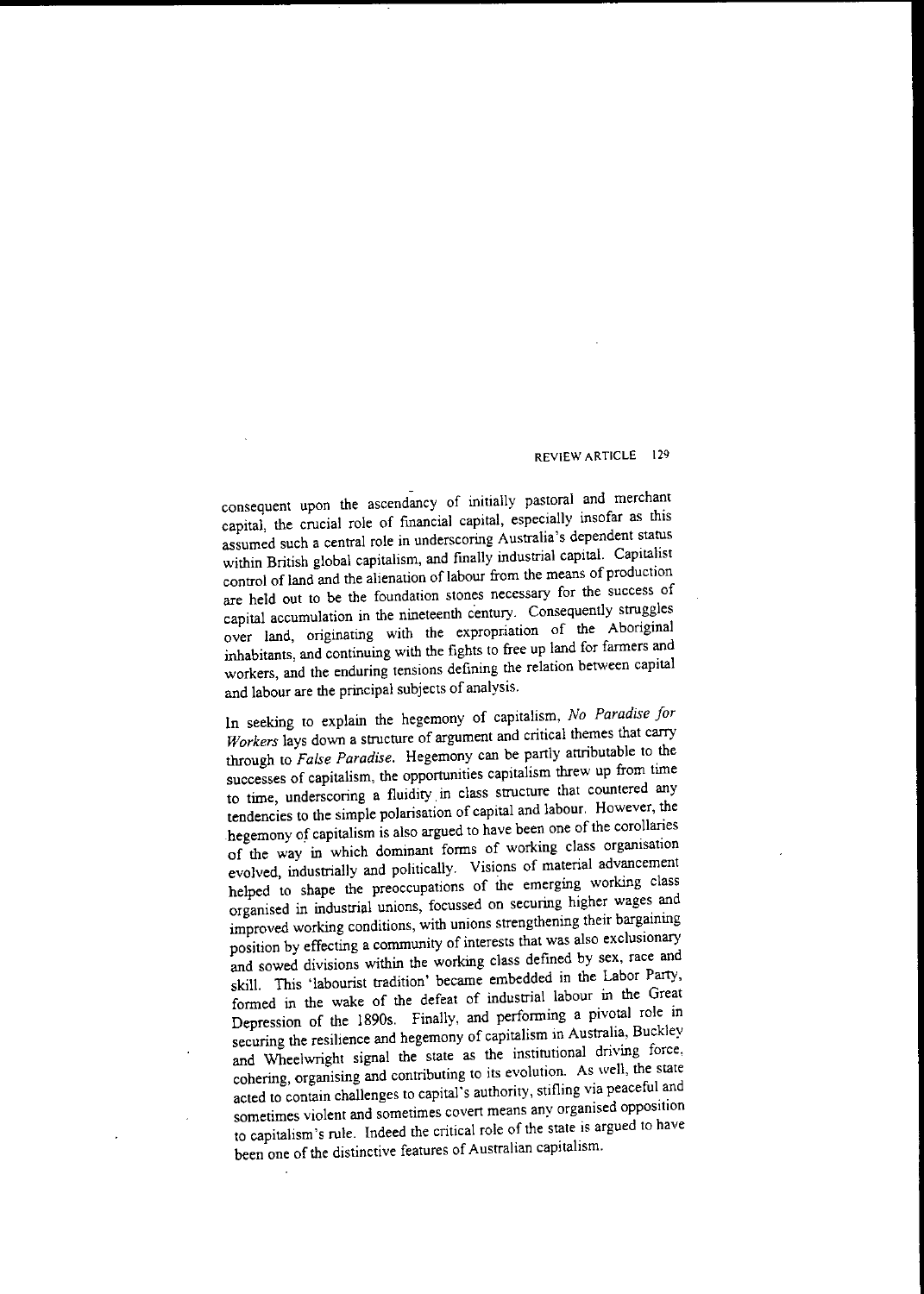consequent upon the ascendancy of initially pastoral and merchant capital, the crucial role of financial capital, especially insofar as this assumed such a central role in underscoring Australia's dependent status within British global capitalism, and finally industrial capital. Capitalist control of land and the alienation of labour from the means of production are held out to be the foundation stones necessary for the success of capital accumulation in the nineteenth century. Consequently struggles over land, originating with the expropriation of the Aboriginal inhabitants, and continuing with the fights to free up land for farmers and workers, and the enduring tensions defining the relation between capital and labour are the principal subjects of analysis.

In seeking to explain the hegemony of capitalism, *No Paradise for Workers* lays down a structure of argument and critical themes that carry through to *False Paradise*. Hegemony can be partly attributable to the successes of capitalism, the opportunities capitalism threw up from time to time, underscoring a fluidity in class structure that countered any tendencies to the simple polarisation of capital and labour. However, the hegemony of capitalism is also argued to have been one of the corollaries of the way in which dominant forms of working class organisation evolved, industrially and politically. Visions of material advancement helped to shape the preoccupations of the emerging working class organised in industrial unions, focussed on securing higher wages and improved working conditions, with unions strengthening their bargaining position by effecting a community of interests that was also exclusionary and sowed divisions within the working class defined by sex, race and skill. This 'labourist tradition' became embedded in the Labor Party, formed in the wake of the defeat of industrial labour in the Great Depression of the 1890s. Finally, and performing a pivotal role in securing the resilience and hegemony of capitalism in Australia, Buckley and Wheelwright signal the state as the institutional driving force, cohering, organising and contributing to its evolution. As well, the state acted to contain challenges to capital's authority, stifling via peaceful and sometimes violent and sometimes covert means any organised opposition to capitalism's rule. Indeed the critical role of the state is argued to have been one of the distinctive features of Australian capitalism.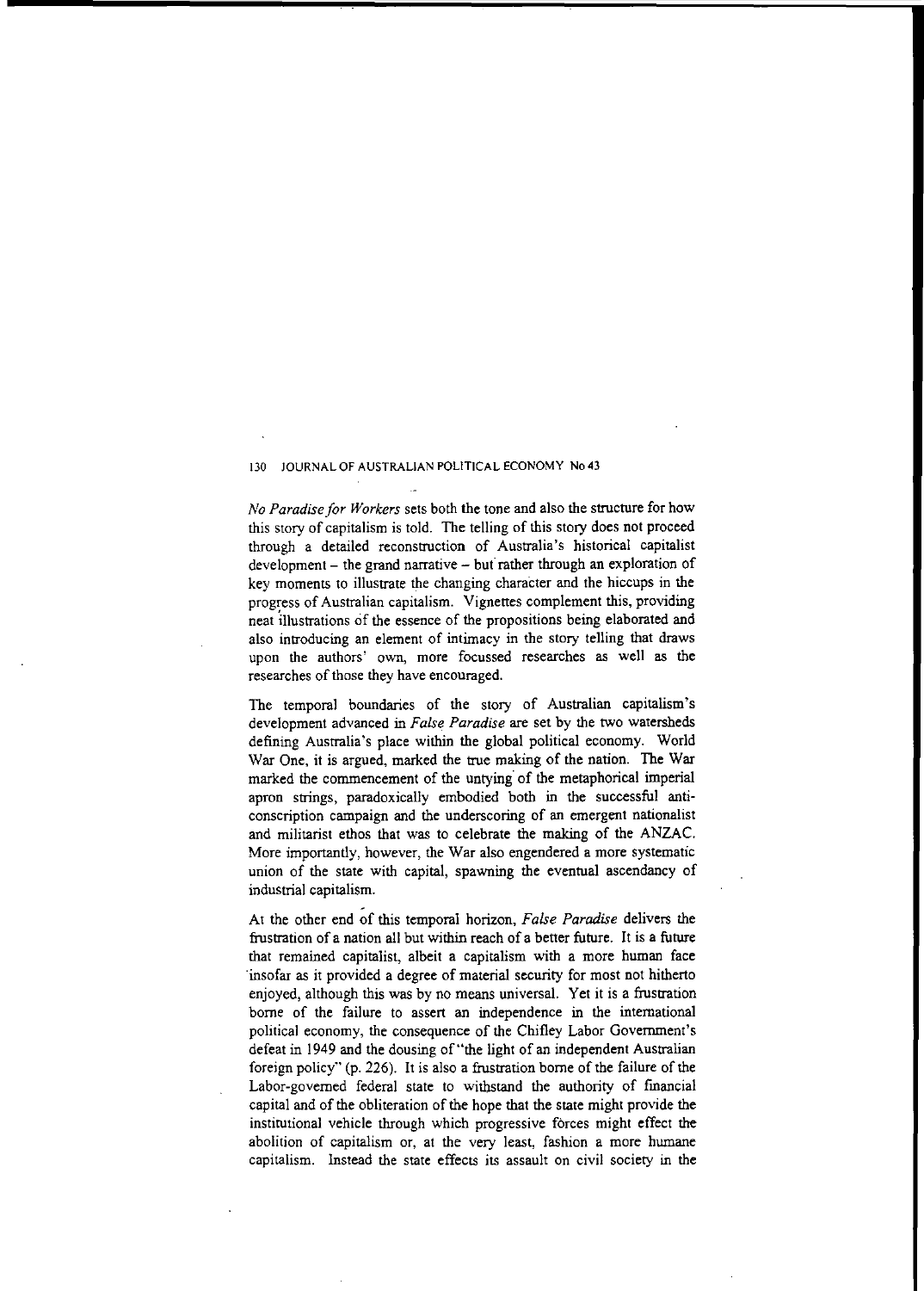*No Paradise for Workers* sets both the tone and also the structure for how this story of capitalism is told. The telling of this story does not proceed through a detailed reconstruction of Australia's historical capitalist development – the grand narrative – but rather through an exploration of key moments to illustrate the changing character and the hiccups in the progress of Australian capitalism. Vignettes complement this, providing neat illustrations of the essence of the propositions being elaborated and also introducing an element of intimacy in the story telling that draws upon the authors' own, more focussed researches as well as the researches of those they have encouraged.

The temporal boundaries of the story of Australian capitalism's development advanced in *False Paradise* are set by the two watersheds defining Australia's place within the global political economy. World War One, it is argued, marked the true making of the nation. The War marked the commencement of the untying of the metaphorical imperial apron strings, paradoxically embodied both in the successful anti-conscription campaign and the underscoring of an emergent nationalist and militarist ethos that was to celebrate the making of the ANZAC. More importantly, however, the War also engendered a more systematic union of the state with capital, spawning the eventual ascendancy of industrial capitalism.

At the other end of this temporal horizon, *False Paradise* delivers the frustration of a nation all but within reach of a better future. It is a future that remained capitalist, albeit a capitalism with a more human face insofar as it provided a degree of material security for most not hitherto enjoyed, although this was by no means universal. Yet it is a frustration borne of the failure to assert an independence in the international political economy, the consequence of the Chifley Labor Government's defeat in 1949 and the dousing of "the light of an independent Australian foreign policy" (p. 226). It is also a frustration borne of the failure of the Labor-governed federal state to withstand the authority of financial capital and of the obliteration of the hope that the state might provide the institutional vehicle through which progressive forces might effect the abolition of capitalism or, at the very least, fashion a more humane capitalism. Instead the state effects its assault on civil society in the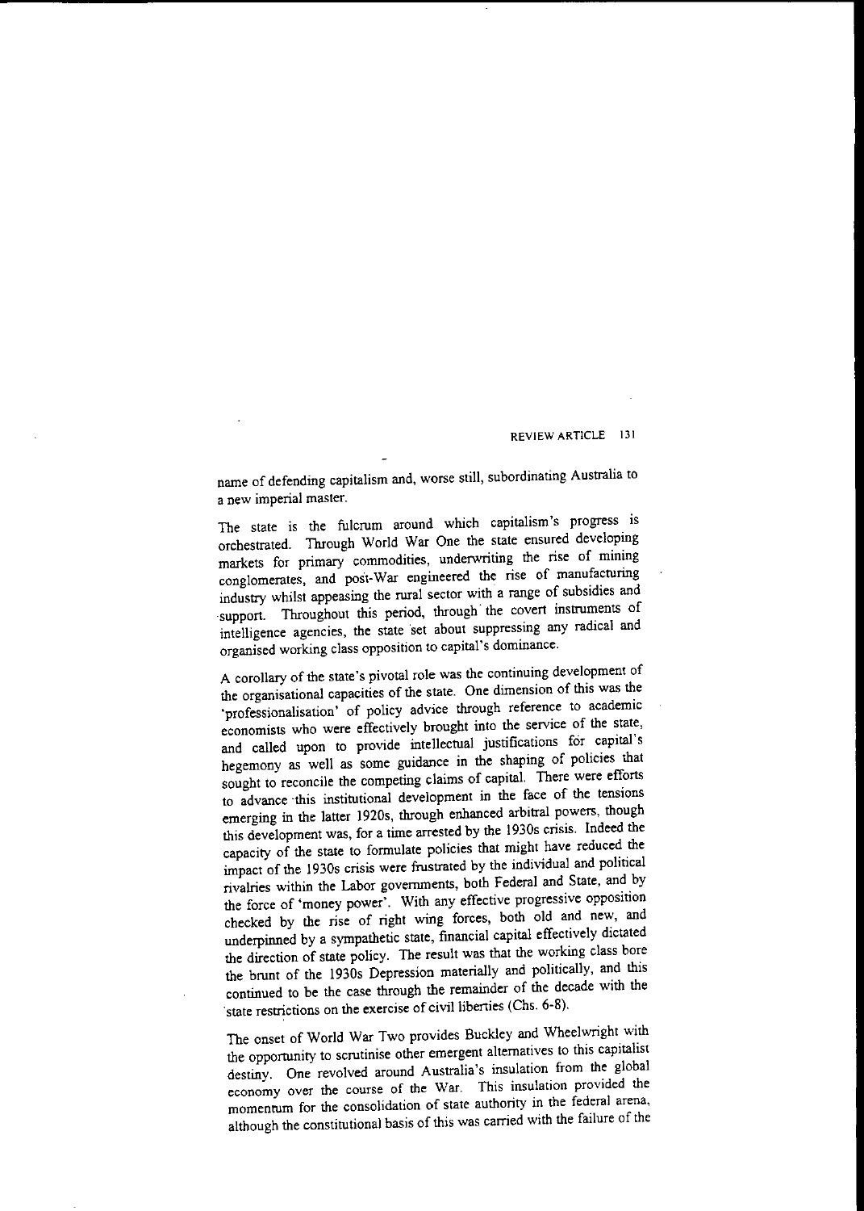name of defending capitalism and, worse still, subordinating Australia to a new imperial master.

The state is the fulcrum around which capitalism's progress is orchestrated. Through World War One the state ensured developing markets for primary commodities, underwriting the rise of mining conglomerates, and post-War engineered the rise of manufacturing industry whilst appeasing the rural sector with a range of subsidies and support. Throughout this period, through the covert instruments of intelligence agencies, the state set about suppressing any radical and organised working class opposition to capital's dominance.

A corollary of the state's pivotal role was the continuing development of the organisational capacities of the state. One dimension of this was the 'professionalisation' of policy advice through reference to academic economists who were effectively brought into the service of the state, and called upon to provide intellectual justifications for capital's hegemony as well as some guidance in the shaping of policies that sought to reconcile the competing claims of capital. There were efforts to advance this institutional development in the face of the tensions emerging in the latter 1920s, through enhanced arbitral powers, though this development was, for a time arrested by the 1930s crisis. Indeed the capacity of the state to formulate policies that might have reduced the impact of the 1930s crisis were frustrated by the individual and political rivalries within the Labor governments, both Federal and State, and by the force of 'money power'. With any effective progressive opposition checked by the rise of right wing forces, both old and new, and underpinned by a sympathetic state, financial capital effectively dictated the direction of state policy. The result was that the working class bore the brunt of the 1930s Depression materially and politically, and this continued to be the case through the remainder of the decade with the state restrictions on the exercise of civil liberties (Chs. 6-8).

The onset of World War Two provides Buckley and Wheelwright with the opportunity to scrutinise other emergent alternatives to this capitalist destiny. One revolved around Australia's insulation from the global economy over the course of the War. This insulation provided the momentum for the consolidation of state authority in the federal arena, although the constitutional basis of this was carried with the failure of the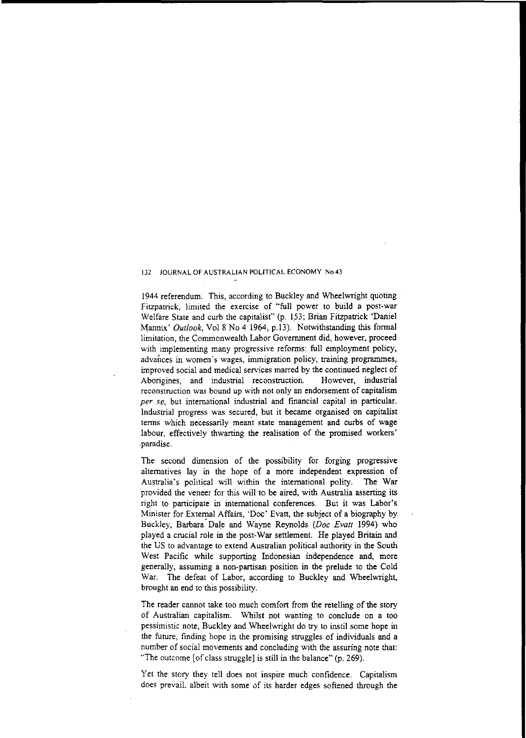1944 referendum. This, according to Buckley and Wheelwright quoting Fitzpatrick, limited the exercise of "full power to build a post-war Welfare State and curb the capitalist" (p. 153; Brian Fitzpatrick 'Daniel Mannix' *Outlook*, Vol 8 No 4 1964, p.13). Notwithstanding this formal limitation, the Commonwealth Labor Government did, however, proceed with implementing many progressive reforms: full employment policy, advances in women's wages, immigration policy, training programmes, improved social and medical services marred by the continued neglect of Aborigines, and industrial reconstruction. However, industrial reconstruction was bound up with not only an endorsement of capitalism *per se*, but international industrial and financial capital in particular. Industrial progress was secured, but it became organised on capitalist terms which necessarily meant state management and curbs of wage labour, effectively thwarting the realisation of the promised workers' paradise.

The second dimension of the possibility for forging progressive alternatives lay in the hope of a more independent expression of Australia's political will within the international polity. The War provided the veneer for this will to be aired, with Australia asserting its right to participate in international conferences. But it was Labor's Minister for External Affairs, 'Doc' Evatt, the subject of a biography by Buckley, Barbara Dale and Wayne Reynolds (*Doc Evatt* 1994) who played a crucial role in the post-War settlement. He played Britain and the US to advantage to extend Australian political authority in the South West Pacific while supporting Indonesian independence and, more generally, assuming a non-partisan position in the prelude to the Cold War. The defeat of Labor, according to Buckley and Wheelwright, brought an end to this possibility.

The reader cannot take too much comfort from the retelling of the story of Australian capitalism. Whilst not wanting to conclude on a too pessimistic note, Buckley and Wheelwright do try to instil some hope in the future, finding hope in the promising struggles of individuals and a number of social movements and concluding with the assuring note that: "The outcome [of class struggle] is still in the balance" (p. 269).

Yet the story they tell does not inspire much confidence. Capitalism does prevail, albeit with some of its harder edges softened through the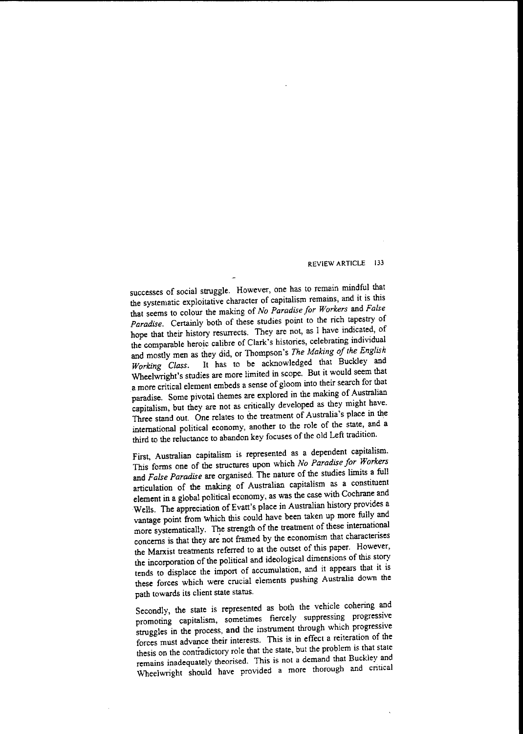successes of social struggle. However, one has to remain mindful that the systematic exploitative character of capitalism remains, and it is this that seems to colour the making of *No Paradise for Workers* and *False Paradise*. Certainly both of these studies point to the rich tapestry of hope that their history resurrects. They are not, as I have indicated, of the comparable heroic calibre of Clark's histories, celebrating individual and mostly men as they did, or Thompson's *The Making of the English Working Class*. It has to be acknowledged that Buckley and Wheelwright's studies are more limited in scope. But it would seem that a more critical element embeds a sense of gloom into their search for that paradise. Some pivotal themes are explored in the making of Australian capitalism, but they are not as critically developed as they might have. Three stand out. One relates to the treatment of Australia's place in the international political economy, another to the role of the state, and a third to the reluctance to abandon key focuses of the old Left tradition.

First, Australian capitalism is represented as a dependent capitalism. This forms one of the structures upon which *No Paradise for Workers* and *False Paradise* are organised. The nature of the studies limits a full articulation of the making of Australian capitalism as a constituent element in a global political economy, as was the case with Cochrane and Wells. The appreciation of Evatt's place in Australian history provides a vantage point from which this could have been taken up more fully and more systematically. The strength of the treatment of these international concerns is that they are not framed by the economism that characterises the Marxist treatments referred to at the outset of this paper. However, the incorporation of the political and ideological dimensions of this story tends to displace the import of accumulation, and it appears that it is these forces which were crucial elements pushing Australia down the path towards its client state status.

Secondly, the state is represented as both the vehicle cohering and promoting capitalism, sometimes fiercely suppressing progressive struggles in the process, and the instrument through which progressive forces must advance their interests. This is in effect a reiteration of the thesis on the contradictory role that the state, but the problem is that state remains inadequately theorised. This is not a demand that Buckley and Wheelwright should have provided a more thorough and critical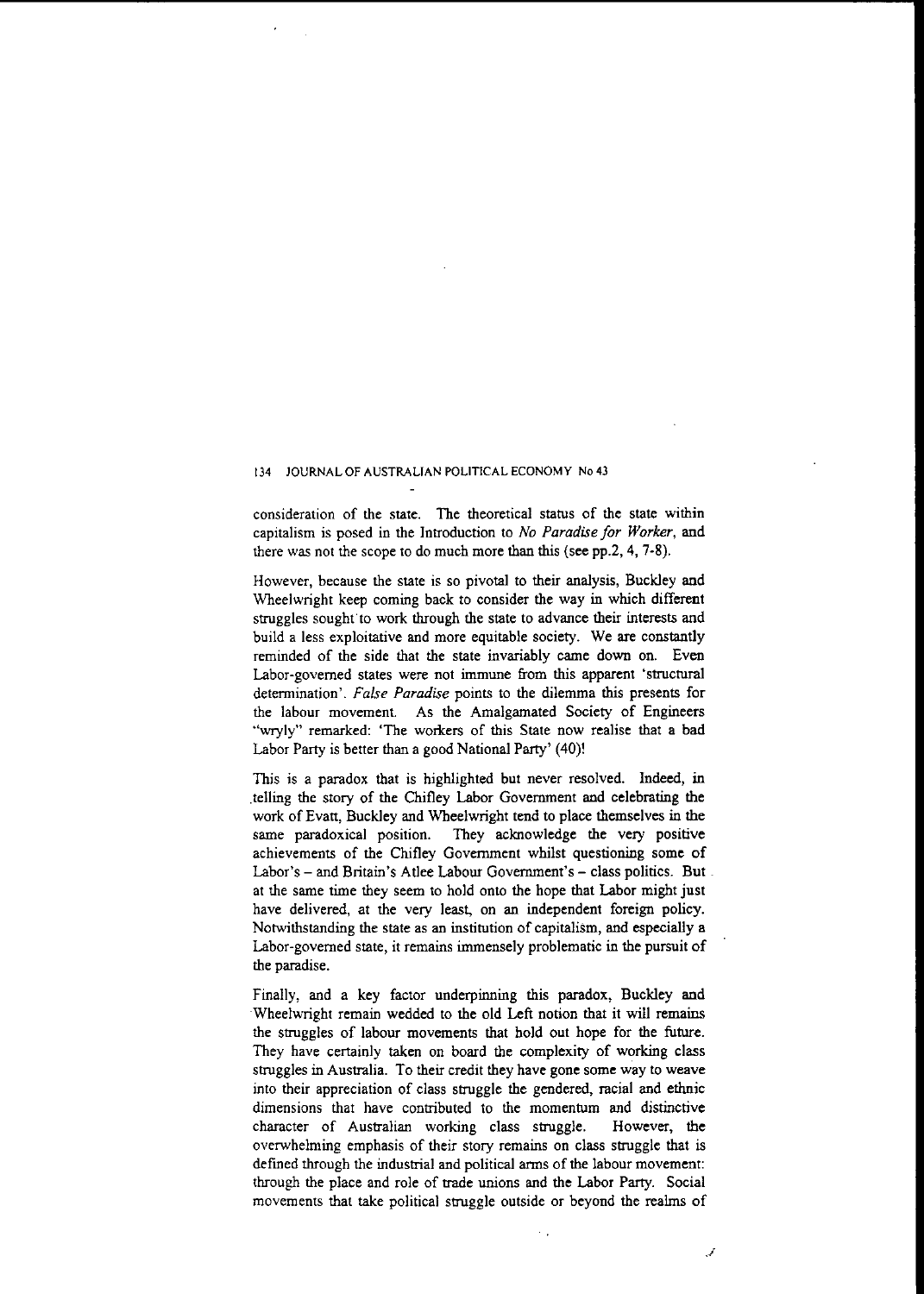consideration of the state. The theoretical status of the state within capitalism is posed in the Introduction to *No Paradise for Worker*, and there was not the scope to do much more than this (see pp.2, 4, 7-8).

However, because the state is so pivotal to their analysis, Buckley and Wheelwright keep coming back to consider the way in which different struggles sought to work through the state to advance their interests and build a less exploitative and more equitable society. We are constantly reminded of the side that the state invariably came down on. Even Labor-governed states were not immune from this apparent 'structural determination'. *False Paradise* points to the dilemma this presents for the labour movement. As the Amalgamated Society of Engineers "wryly" remarked: 'The workers of this State now realise that a bad Labor Party is better than a good National Party' (40)!

This is a paradox that is highlighted but never resolved. Indeed, in telling the story of the Chifley Labor Government and celebrating the work of Evatt, Buckley and Wheelwright tend to place themselves in the same paradoxical position. They acknowledge the very positive achievements of the Chifley Government whilst questioning some of Labor's – and Britain's Atlee Labour Government's – class politics. But at the same time they seem to hold onto the hope that Labor might just have delivered, at the very least, on an independent foreign policy. Notwithstanding the state as an institution of capitalism, and especially a Labor-governed state, it remains immensely problematic in the pursuit of the paradise.

Finally, and a key factor underpinning this paradox, Buckley and Wheelwright remain wedded to the old Left notion that it will remains the struggles of labour movements that hold out hope for the future. They have certainly taken on board the complexity of working class struggles in Australia. To their credit they have gone some way to weave into their appreciation of class struggle the gendered, racial and ethnic dimensions that have contributed to the momentum and distinctive character of Australian working class struggle. However, the overwhelming emphasis of their story remains on class struggle that is defined through the industrial and political arms of the labour movement: through the place and role of trade unions and the Labor Party. Social movements that take political struggle outside or beyond the realms of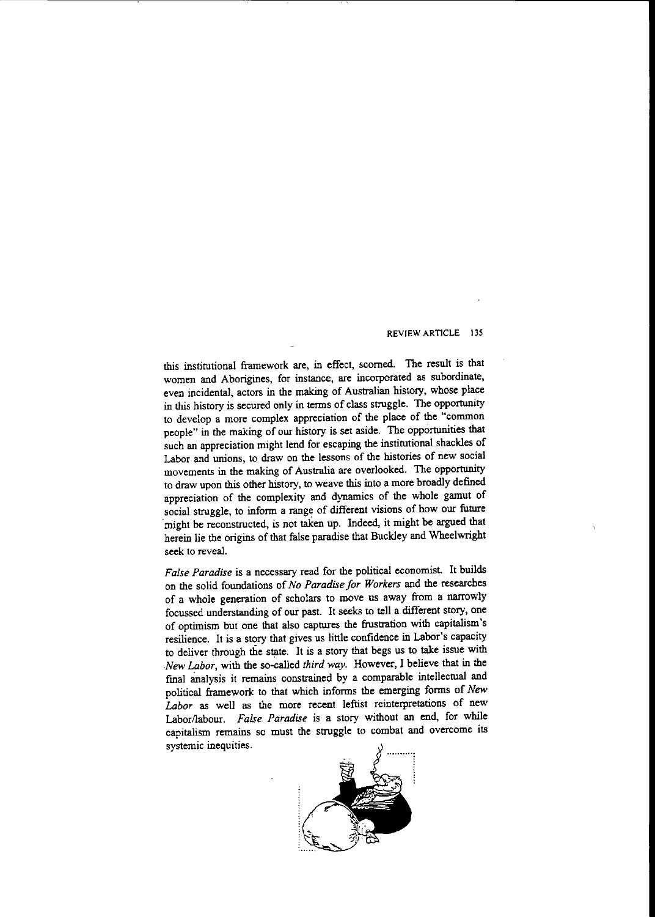this institutional framework are, in effect, scorned. The result is that women and Aborigines, for instance, are incorporated as subordinate, even incidental, actors in the making of Australian history, whose place in this history is secured only in terms of class struggle. The opportunity to develop a more complex appreciation of the place of the "common people" in the making of our history is set aside. The opportunities that such an appreciation might lend for escaping the institutional shackles of Labor and unions, to draw on the lessons of the histories of new social movements in the making of Australia are overlooked. The opportunity to draw upon this other history, to weave this into a more broadly defined appreciation of the complexity and dynamics of the whole gamut of social struggle, to inform a range of different visions of how our future might be reconstructed, is not taken up. Indeed, it might be argued that herein lie the origins of that false paradise that Buckley and Wheelwright seek to reveal.

*False Paradise* is a necessary read for the political economist. It builds on the solid foundations of *No Paradise for Workers* and the researches of a whole generation of scholars to move us away from a narrowly focussed understanding of our past. It seeks to tell a different story, one of optimism but one that also captures the frustration with capitalism's resilience. It is a story that gives us little confidence in Labor's capacity to deliver through the state. It is a story that begs us to take issue with *New Labor*, with the so-called *third way*. However, I believe that in the final analysis it remains constrained by a comparable intellectual and political framework to that which informs the emerging forms of *New Labor* as well as the more recent leftist reinterpretations of new Labor/labour. *False Paradise* is a story without an end, for while capitalism remains so must the struggle to combat and overcome its systemic inequities.